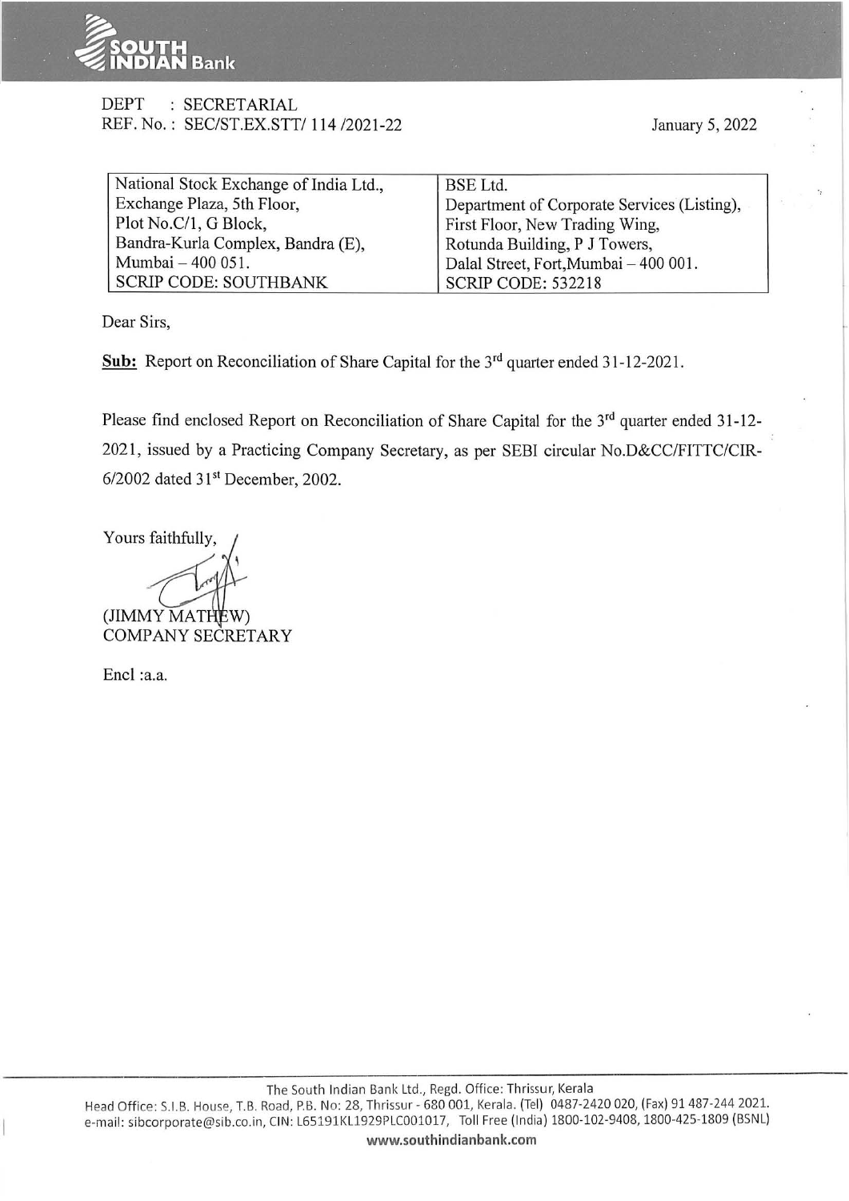DEPT : SECRETARIAL
REF. No. : SEC/ST.EX.STT/ 114 /2021-22

January 5, 2022

| National Stock Exchange of India Ltd., Exchange Plaza, 5th Floor, Plot No.C/1, G Block, Bandra-Kurla Complex, Bandra (E), Mumbai – 400 051. SCRIP CODE: SOUTHBANK | BSE Ltd. Department of Corporate Services (Listing), First Floor, New Trading Wing, Rotunda Building, P J Towers, Dalal Street, Fort,Mumbai – 400 001. SCRIP CODE: 532218 |
|---|---|

Dear Sirs,

**Sub:** Report on Reconciliation of Share Capital for the 3rd quarter ended 31-12-2021.

Please find enclosed Report on Reconciliation of Share Capital for the 3rd quarter ended 31-12-2021, issued by a Practicing Company Secretary, as per SEBI circular No.D&CC/FITTC/CIR-6/2002 dated 31st December, 2002.

Yours faithfully,

(JIMMY MATHEW)
COMPANY SECRETARY

Encl :a.a.

The South Indian Bank Ltd., Regd. Office: Thrissur, Kerala
Head Office: S.I.B. House, T.B. Road, P.B. No: 28, Thrissur - 680 001, Kerala. (Tel) 0487-2420 020, (Fax) 91 487-244 2021.
e-mail: sibcorporate@sib.co.in, CIN: L65191KL1929PLC001017, Toll Free (India) 1800-102-9408, 1800-425-1809 (BSNL)
www.southindianbank.com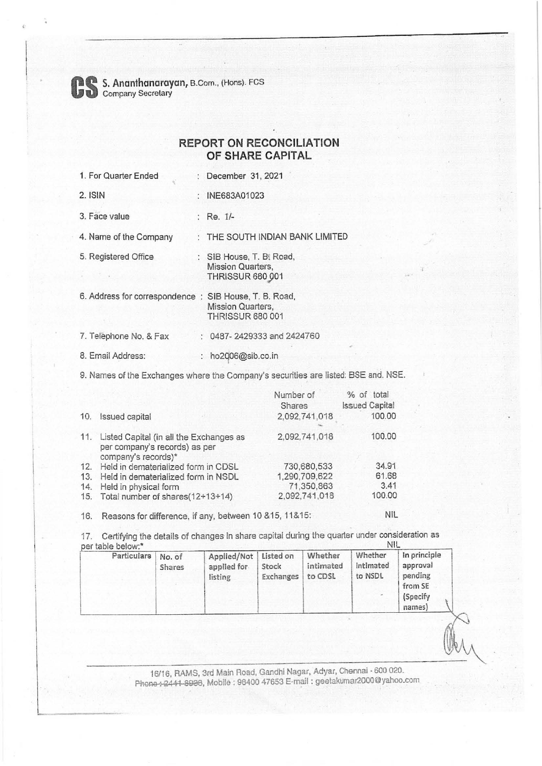**S. Ananthanarayan**, B.Com., (Hons). FCS
Company Secretary

## REPORT ON RECONCILIATION OF SHARE CAPITAL

1. For Quarter Ended : December 31, 2021
2. ISIN : INE683A01023
3. Face value : Re. 1/-
4. Name of the Company : THE SOUTH INDIAN BANK LIMITED
5. Registered Office : SIB House, T. B. Road, Mission Quarters, THRISSUR 680 001
6. Address for correspondence : SIB House, T. B. Road, Mission Quarters, THRISSUR 680 001
7. Telephone No. & Fax : 0487- 2429333 and 2424760
8. Email Address: : ho2006@sib.co.in
9. Names of the Exchanges where the Company's securities are listed: BSE and. NSE.

| | | Number of Shares | % of total Issued Capital |
|---|---|---|---|
| 10. | Issued capital | 2,092,741,018 | 100.00 |
| 11. | Listed Capital (in all the Exchanges as per company's records) as per company's records)* | 2,092,741,018 | 100.00 |
| 12. | Held in dematerialized form in CDSL | 730,680,533 | 34.91 |
| 13. | Held in dematerialized form in NSDL | 1,290,709,622 | 61.68 |
| 14. | Held in physical form | 71,350,863 | 3.41 |
| 15. | Total number of shares(12+13+14) | 2,092,741,018 | 100.00 |

16. Reasons for difference, if any, between 10 &15, 11&15: NIL

17. Certifying the details of changes in share capital during the quarter under consideration as per table below:* NIL

| Particulars | No. of Shares | Applied/Not applied for listing | Listed on Stock Exchanges | Whether intimated to CDSL | Whether intimated to NSDL | In principle approval pending from SE (Specify names) |
|---|---|---|---|---|---|---|
| | | | | | | |

16/16, RAMS, 3rd Main Road, Gandhi Nagar, Adyar, Chennai - 600 020.
~~Phone : 2441 8936~~, Mobile : 98400 47653 E-mail : geetakumar2000@yahoo.com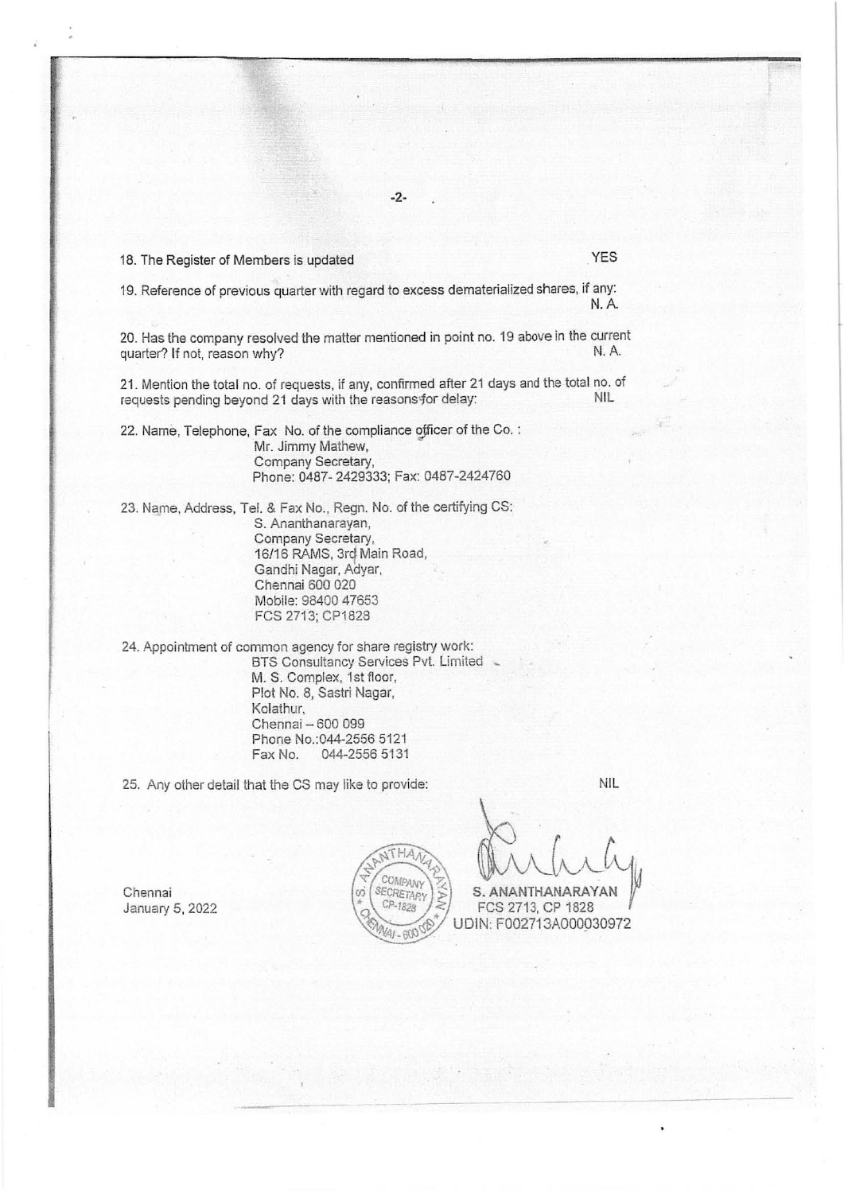18. The Register of Members is updated YES

19. Reference of previous quarter with regard to excess dematerialized shares, if any: N. A.

20. Has the company resolved the matter mentioned in point no. 19 above in the current quarter? If not, reason why? N. A.

21. Mention the total no. of requests, if any, confirmed after 21 days and the total no. of requests pending beyond 21 days with the reasons for delay: NIL

22. Name, Telephone, Fax No. of the compliance officer of the Co. :

Mr. Jimmy Mathew,
Company Secretary,
Phone: 0487- 2429333; Fax: 0487-2424760

23. Name, Address, Tel. & Fax No., Regn. No. of the certifying CS:

S. Ananthanarayan,
Company Secretary,
16/16 RAMS, 3rd Main Road,
Gandhi Nagar, Adyar,
Chennai 600 020
Mobile: 98400 47653
FCS 2713; CP1828

24. Appointment of common agency for share registry work:

BTS Consultancy Services Pvt. Limited
M. S. Complex, 1st floor,
Plot No. 8, Sastri Nagar,
Kolathur,
Chennai – 600 099
Phone No.:044-2556 5121
Fax No. 044-2556 5131

25. Any other detail that the CS may like to provide: NIL

Chennai
January 5, 2022

S. ANANTHANARAYAN
FCS 2713, CP 1828
UDIN: F002713A000030972